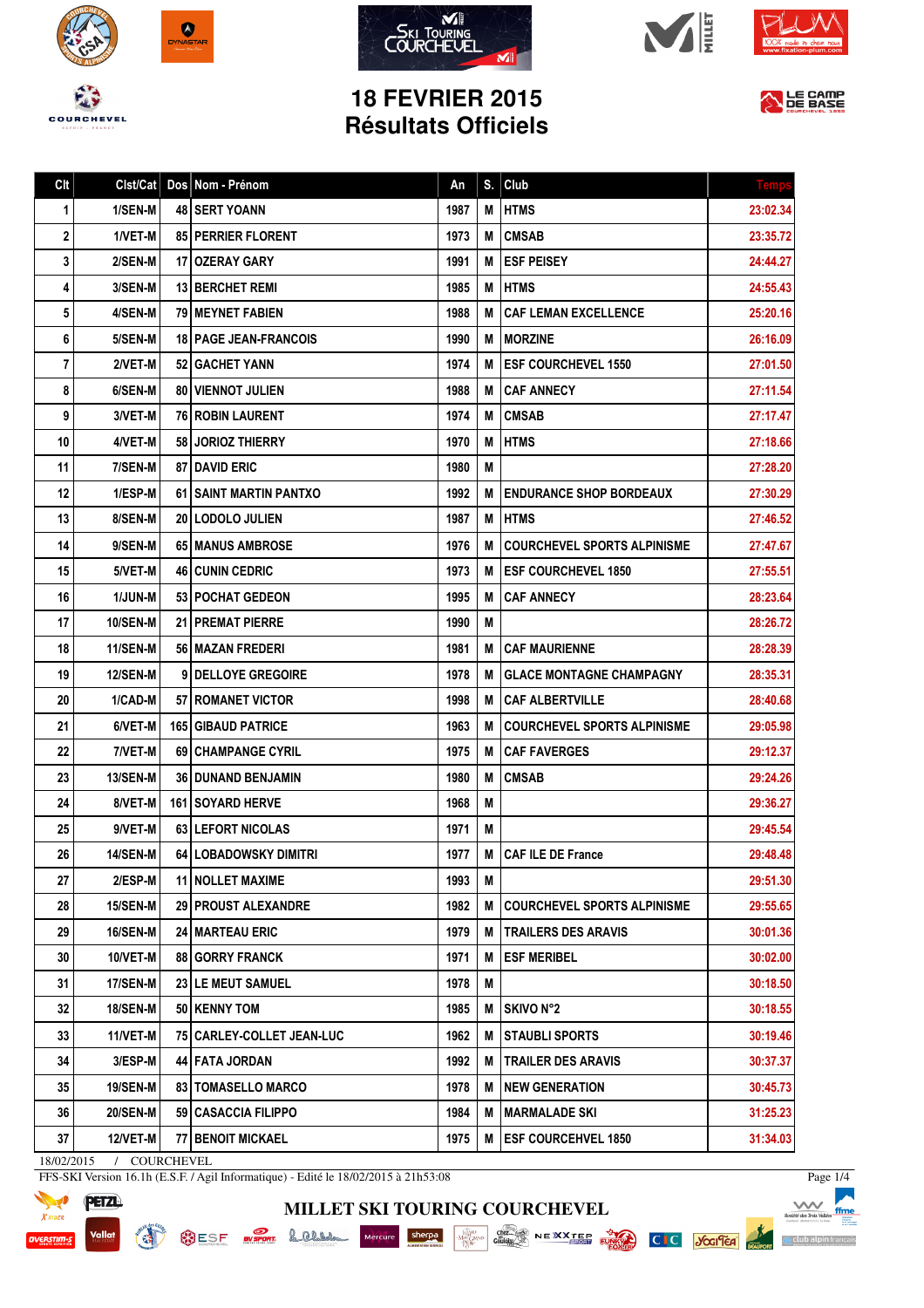# 18 FEVRIER 2015
# Résultats Officiels

| Clt | Clst/Cat | Dos | Nom - Prénom | An | S. | Club | Temps |
|---|---|---|---|---|---|---|---|
| 1 | 1/SEN-M | 48 | SERT YOANN | 1987 | M | HTMS | 23:02.34 |
| 2 | 1/VET-M | 85 | PERRIER FLORENT | 1973 | M | CMSAB | 23:35.72 |
| 3 | 2/SEN-M | 17 | OZERAY GARY | 1991 | M | ESF PEISEY | 24:44.27 |
| 4 | 3/SEN-M | 13 | BERCHET REMI | 1985 | M | HTMS | 24:55.43 |
| 5 | 4/SEN-M | 79 | MEYNET FABIEN | 1988 | M | CAF LEMAN EXCELLENCE | 25:20.16 |
| 6 | 5/SEN-M | 18 | PAGE JEAN-FRANCOIS | 1990 | M | MORZINE | 26:16.09 |
| 7 | 2/VET-M | 52 | GACHET YANN | 1974 | M | ESF COURCHEVEL 1550 | 27:01.50 |
| 8 | 6/SEN-M | 80 | VIENNOT JULIEN | 1988 | M | CAF ANNECY | 27:11.54 |
| 9 | 3/VET-M | 76 | ROBIN LAURENT | 1974 | M | CMSAB | 27:17.47 |
| 10 | 4/VET-M | 58 | JORIOZ THIERRY | 1970 | M | HTMS | 27:18.66 |
| 11 | 7/SEN-M | 87 | DAVID ERIC | 1980 | M | | 27:28.20 |
| 12 | 1/ESP-M | 61 | SAINT MARTIN PANTXO | 1992 | M | ENDURANCE SHOP BORDEAUX | 27:30.29 |
| 13 | 8/SEN-M | 20 | LODOLO JULIEN | 1987 | M | HTMS | 27:46.52 |
| 14 | 9/SEN-M | 65 | MANUS AMBROSE | 1976 | M | COURCHEVEL SPORTS ALPINISME | 27:47.67 |
| 15 | 5/VET-M | 46 | CUNIN CEDRIC | 1973 | M | ESF COURCHEVEL 1850 | 27:55.51 |
| 16 | 1/JUN-M | 53 | POCHAT GEDEON | 1995 | M | CAF ANNECY | 28:23.64 |
| 17 | 10/SEN-M | 21 | PREMAT PIERRE | 1990 | M | | 28:26.72 |
| 18 | 11/SEN-M | 56 | MAZAN FREDERI | 1981 | M | CAF MAURIENNE | 28:28.39 |
| 19 | 12/SEN-M | 9 | DELLOYE GREGOIRE | 1978 | M | GLACE MONTAGNE CHAMPAGNY | 28:35.31 |
| 20 | 1/CAD-M | 57 | ROMANET VICTOR | 1998 | M | CAF ALBERTVILLE | 28:40.68 |
| 21 | 6/VET-M | 165 | GIBAUD PATRICE | 1963 | M | COURCHEVEL SPORTS ALPINISME | 29:05.98 |
| 22 | 7/VET-M | 69 | CHAMPANGE CYRIL | 1975 | M | CAF FAVERGES | 29:12.37 |
| 23 | 13/SEN-M | 36 | DUNAND BENJAMIN | 1980 | M | CMSAB | 29:24.26 |
| 24 | 8/VET-M | 161 | SOYARD HERVE | 1968 | M | | 29:36.27 |
| 25 | 9/VET-M | 63 | LEFORT NICOLAS | 1971 | M | | 29:45.54 |
| 26 | 14/SEN-M | 64 | LOBADOWSKY DIMITRI | 1977 | M | CAF ILE DE France | 29:48.48 |
| 27 | 2/ESP-M | 11 | NOLLET MAXIME | 1993 | M | | 29:51.30 |
| 28 | 15/SEN-M | 29 | PROUST ALEXANDRE | 1982 | M | COURCHEVEL SPORTS ALPINISME | 29:55.65 |
| 29 | 16/SEN-M | 24 | MARTEAU ERIC | 1979 | M | TRAILERS DES ARAVIS | 30:01.36 |
| 30 | 10/VET-M | 88 | GORRY FRANCK | 1971 | M | ESF MERIBEL | 30:02.00 |
| 31 | 17/SEN-M | 23 | LE MEUT SAMUEL | 1978 | M | | 30:18.50 |
| 32 | 18/SEN-M | 50 | KENNY TOM | 1985 | M | SKIVO N°2 | 30:18.55 |
| 33 | 11/VET-M | 75 | CARLEY-COLLET JEAN-LUC | 1962 | M | STAUBLI SPORTS | 30:19.46 |
| 34 | 3/ESP-M | 44 | FATA JORDAN | 1992 | M | TRAILER DES ARAVIS | 30:37.37 |
| 35 | 19/SEN-M | 83 | TOMASELLO MARCO | 1978 | M | NEW GENERATION | 30:45.73 |
| 36 | 20/SEN-M | 59 | CASACCIA FILIPPO | 1984 | M | MARMALADE SKI | 31:25.23 |
| 37 | 12/VET-M | 77 | BENOIT MICKAEL | 1975 | M | ESF COURCHEVEL 1850 | 31:34.03 |

18/02/2015 / COURCHEVEL

FFS-SKI Version 16.1h (E.S.F. / Agil Informatique) - Edité le 18/02/2015 à 21h53:08

MILLET SKI TOURING COURCHEVEL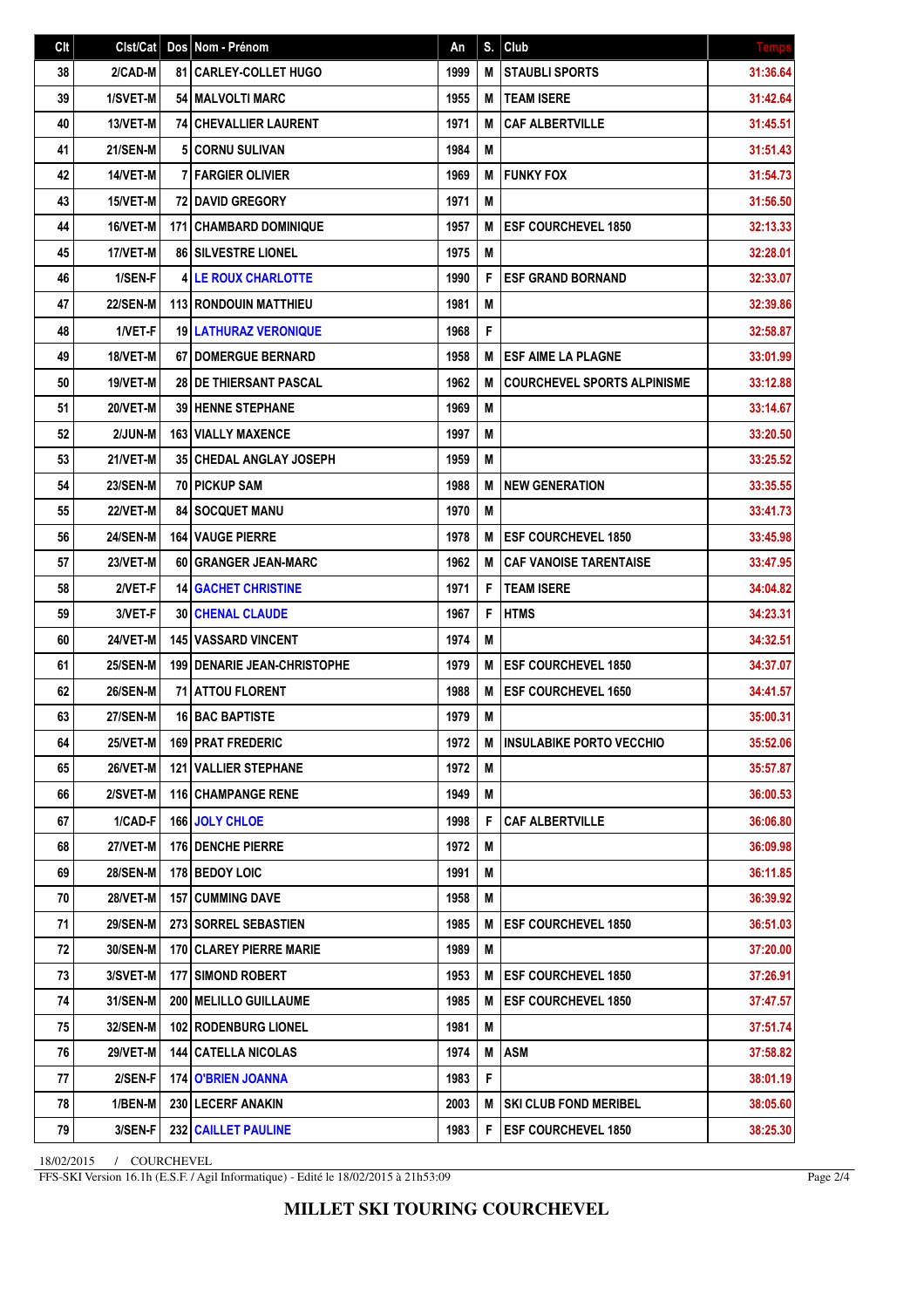| Clt | Clst/Cat | Dos | Nom - Prénom | An | S. | Club | Temps |
|---|---|---|---|---|---|---|---|
| 38 | 2/CAD-M | 81 | CARLEY-COLLET HUGO | 1999 | M | STAUBLI SPORTS | 31:36.64 |
| 39 | 1/SVET-M | 54 | MALVOLTI MARC | 1955 | M | TEAM ISERE | 31:42.64 |
| 40 | 13/VET-M | 74 | CHEVALLIER LAURENT | 1971 | M | CAF ALBERTVILLE | 31:45.51 |
| 41 | 21/SEN-M | 5 | CORNU SULIVAN | 1984 | M | | 31:51.43 |
| 42 | 14/VET-M | 7 | FARGIER OLIVIER | 1969 | M | FUNKY FOX | 31:54.73 |
| 43 | 15/VET-M | 72 | DAVID GREGORY | 1971 | M | | 31:56.50 |
| 44 | 16/VET-M | 171 | CHAMBARD DOMINIQUE | 1957 | M | ESF COURCHEVEL 1850 | 32:13.33 |
| 45 | 17/VET-M | 86 | SILVESTRE LIONEL | 1975 | M | | 32:28.01 |
| 46 | 1/SEN-F | 4 | LE ROUX CHARLOTTE | 1990 | F | ESF GRAND BORNAND | 32:33.07 |
| 47 | 22/SEN-M | 113 | RONDOUIN MATTHIEU | 1981 | M | | 32:39.86 |
| 48 | 1/VET-F | 19 | LATHURAZ VERONIQUE | 1968 | F | | 32:58.87 |
| 49 | 18/VET-M | 67 | DOMERGUE BERNARD | 1958 | M | ESF AIME LA PLAGNE | 33:01.99 |
| 50 | 19/VET-M | 28 | DE THIERSANT PASCAL | 1962 | M | COURCHEVEL SPORTS ALPINISME | 33:12.88 |
| 51 | 20/VET-M | 39 | HENNE STEPHANE | 1969 | M | | 33:14.67 |
| 52 | 2/JUN-M | 163 | VIALLY MAXENCE | 1997 | M | | 33:20.50 |
| 53 | 21/VET-M | 35 | CHEDAL ANGLAY JOSEPH | 1959 | M | | 33:25.52 |
| 54 | 23/SEN-M | 70 | PICKUP SAM | 1988 | M | NEW GENERATION | 33:35.55 |
| 55 | 22/VET-M | 84 | SOCQUET MANU | 1970 | M | | 33:41.73 |
| 56 | 24/SEN-M | 164 | VAUGE PIERRE | 1978 | M | ESF COURCHEVEL 1850 | 33:45.98 |
| 57 | 23/VET-M | 60 | GRANGER JEAN-MARC | 1962 | M | CAF VANOISE TARENTAISE | 33:47.95 |
| 58 | 2/VET-F | 14 | GACHET CHRISTINE | 1971 | F | TEAM ISERE | 34:04.82 |
| 59 | 3/VET-F | 30 | CHENAL CLAUDE | 1967 | F | HTMS | 34:23.31 |
| 60 | 24/VET-M | 145 | VASSARD VINCENT | 1974 | M | | 34:32.51 |
| 61 | 25/SEN-M | 199 | DENARIE JEAN-CHRISTOPHE | 1979 | M | ESF COURCHEVEL 1850 | 34:37.07 |
| 62 | 26/SEN-M | 71 | ATTOU FLORENT | 1988 | M | ESF COURCHEVEL 1650 | 34:41.57 |
| 63 | 27/SEN-M | 16 | BAC BAPTISTE | 1979 | M | | 35:00.31 |
| 64 | 25/VET-M | 169 | PRAT FREDERIC | 1972 | M | INSULABIKE PORTO VECCHIO | 35:52.06 |
| 65 | 26/VET-M | 121 | VALLIER STEPHANE | 1972 | M | | 35:57.87 |
| 66 | 2/SVET-M | 116 | CHAMPANGE RENE | 1949 | M | | 36:00.53 |
| 67 | 1/CAD-F | 166 | JOLY CHLOE | 1998 | F | CAF ALBERTVILLE | 36:06.80 |
| 68 | 27/VET-M | 176 | DENCHE PIERRE | 1972 | M | | 36:09.98 |
| 69 | 28/SEN-M | 178 | BEDOY LOIC | 1991 | M | | 36:11.85 |
| 70 | 28/VET-M | 157 | CUMMING DAVE | 1958 | M | | 36:39.92 |
| 71 | 29/SEN-M | 273 | SORREL SEBASTIEN | 1985 | M | ESF COURCHEVEL 1850 | 36:51.03 |
| 72 | 30/SEN-M | 170 | CLAREY PIERRE MARIE | 1989 | M | | 37:20.00 |
| 73 | 3/SVET-M | 177 | SIMOND ROBERT | 1953 | M | ESF COURCHEVEL 1850 | 37:26.91 |
| 74 | 31/SEN-M | 200 | MELILLO GUILLAUME | 1985 | M | ESF COURCHEVEL 1850 | 37:47.57 |
| 75 | 32/SEN-M | 102 | RODENBURG LIONEL | 1981 | M | | 37:51.74 |
| 76 | 29/VET-M | 144 | CATELLA NICOLAS | 1974 | M | ASM | 37:58.82 |
| 77 | 2/SEN-F | 174 | O'BRIEN JOANNA | 1983 | F | | 38:01.19 |
| 78 | 1/BEN-M | 230 | LECERF ANAKIN | 2003 | M | SKI CLUB FOND MERIBEL | 38:05.60 |
| 79 | 3/SEN-F | 232 | CAILLET PAULINE | 1983 | F | ESF COURCHEVEL 1850 | 38:25.30 |

18/02/2015 / COURCHEVEL

FFS-SKI Version 16.1h (E.S.F. / Agil Informatique) - Edité le 18/02/2015 à 21h53:09

**MILLET SKI TOURING COURCHEVEL**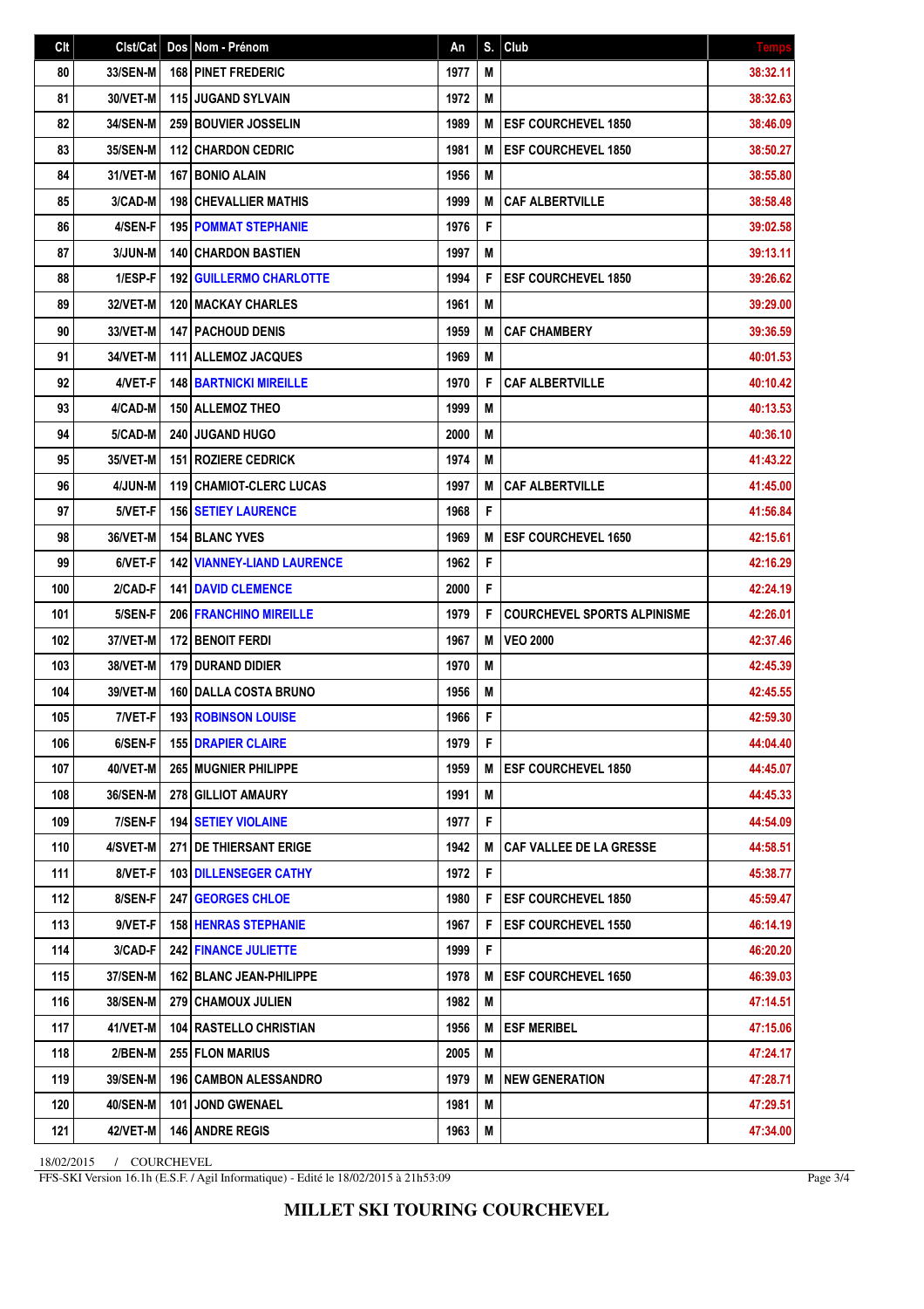| Clt | Clst/Cat | Dos | Nom - Prénom | An | S. | Club | Temps |
|---|---|---|---|---|---|---|---|
| 80 | 33/SEN-M | 168 | PINET FREDERIC | 1977 | M | | 38:32.11 |
| 81 | 30/VET-M | 115 | JUGAND SYLVAIN | 1972 | M | | 38:32.63 |
| 82 | 34/SEN-M | 259 | BOUVIER JOSSELIN | 1989 | M | ESF COURCHEVEL 1850 | 38:46.09 |
| 83 | 35/SEN-M | 112 | CHARDON CEDRIC | 1981 | M | ESF COURCHEVEL 1850 | 38:50.27 |
| 84 | 31/VET-M | 167 | BONIO ALAIN | 1956 | M | | 38:55.80 |
| 85 | 3/CAD-M | 198 | CHEVALLIER MATHIS | 1999 | M | CAF ALBERTVILLE | 38:58.48 |
| 86 | 4/SEN-F | 195 | POMMAT STEPHANIE | 1976 | F | | 39:02.58 |
| 87 | 3/JUN-M | 140 | CHARDON BASTIEN | 1997 | M | | 39:13.11 |
| 88 | 1/ESP-F | 192 | GUILLERMO CHARLOTTE | 1994 | F | ESF COURCHEVEL 1850 | 39:26.62 |
| 89 | 32/VET-M | 120 | MACKAY CHARLES | 1961 | M | | 39:29.00 |
| 90 | 33/VET-M | 147 | PACHOUD DENIS | 1959 | M | CAF CHAMBERY | 39:36.59 |
| 91 | 34/VET-M | 111 | ALLEMOZ JACQUES | 1969 | M | | 40:01.53 |
| 92 | 4/VET-F | 148 | BARTNICKI MIREILLE | 1970 | F | CAF ALBERTVILLE | 40:10.42 |
| 93 | 4/CAD-M | 150 | ALLEMOZ THEO | 1999 | M | | 40:13.53 |
| 94 | 5/CAD-M | 240 | JUGAND HUGO | 2000 | M | | 40:36.10 |
| 95 | 35/VET-M | 151 | ROZIERE CEDRICK | 1974 | M | | 41:43.22 |
| 96 | 4/JUN-M | 119 | CHAMIOT-CLERC LUCAS | 1997 | M | CAF ALBERTVILLE | 41:45.00 |
| 97 | 5/VET-F | 156 | SETIEY LAURENCE | 1968 | F | | 41:56.84 |
| 98 | 36/VET-M | 154 | BLANC YVES | 1969 | M | ESF COURCHEVEL 1650 | 42:15.61 |
| 99 | 6/VET-F | 142 | VIANNEY-LIAND LAURENCE | 1962 | F | | 42:16.29 |
| 100 | 2/CAD-F | 141 | DAVID CLEMENCE | 2000 | F | | 42:24.19 |
| 101 | 5/SEN-F | 206 | FRANCHINO MIREILLE | 1979 | F | COURCHEVEL SPORTS ALPINISME | 42:26.01 |
| 102 | 37/VET-M | 172 | BENOIT FERDI | 1967 | M | VEO 2000 | 42:37.46 |
| 103 | 38/VET-M | 179 | DURAND DIDIER | 1970 | M | | 42:45.39 |
| 104 | 39/VET-M | 160 | DALLA COSTA BRUNO | 1956 | M | | 42:45.55 |
| 105 | 7/VET-F | 193 | ROBINSON LOUISE | 1966 | F | | 42:59.30 |
| 106 | 6/SEN-F | 155 | DRAPIER CLAIRE | 1979 | F | | 44:04.40 |
| 107 | 40/VET-M | 265 | MUGNIER PHILIPPE | 1959 | M | ESF COURCHEVEL 1850 | 44:45.07 |
| 108 | 36/SEN-M | 278 | GILLIOT AMAURY | 1991 | M | | 44:45.33 |
| 109 | 7/SEN-F | 194 | SETIEY VIOLAINE | 1977 | F | | 44:54.09 |
| 110 | 4/SVET-M | 271 | DE THIERSANT ERIGE | 1942 | M | CAF VALLEE DE LA GRESSE | 44:58.51 |
| 111 | 8/VET-F | 103 | DILLENSEGER CATHY | 1972 | F | | 45:38.77 |
| 112 | 8/SEN-F | 247 | GEORGES CHLOE | 1980 | F | ESF COURCHEVEL 1850 | 45:59.47 |
| 113 | 9/VET-F | 158 | HENRAS STEPHANIE | 1967 | F | ESF COURCHEVEL 1550 | 46:14.19 |
| 114 | 3/CAD-F | 242 | FINANCE JULIETTE | 1999 | F | | 46:20.20 |
| 115 | 37/SEN-M | 162 | BLANC JEAN-PHILIPPE | 1978 | M | ESF COURCHEVEL 1650 | 46:39.03 |
| 116 | 38/SEN-M | 279 | CHAMOUX JULIEN | 1982 | M | | 47:14.51 |
| 117 | 41/VET-M | 104 | RASTELLO CHRISTIAN | 1956 | M | ESF MERIBEL | 47:15.06 |
| 118 | 2/BEN-M | 255 | FLON MARIUS | 2005 | M | | 47:24.17 |
| 119 | 39/SEN-M | 196 | CAMBON ALESSANDRO | 1979 | M | NEW GENERATION | 47:28.71 |
| 120 | 40/SEN-M | 101 | JOND GWENAEL | 1981 | M | | 47:29.51 |
| 121 | 42/VET-M | 146 | ANDRE REGIS | 1963 | M | | 47:34.00 |

18/02/2015 / COURCHEVEL

FFS-SKI Version 16.1h (E.S.F. / Agil Informatique) - Edité le 18/02/2015 à 21h53:09

**MILLET SKI TOURING COURCHEVEL**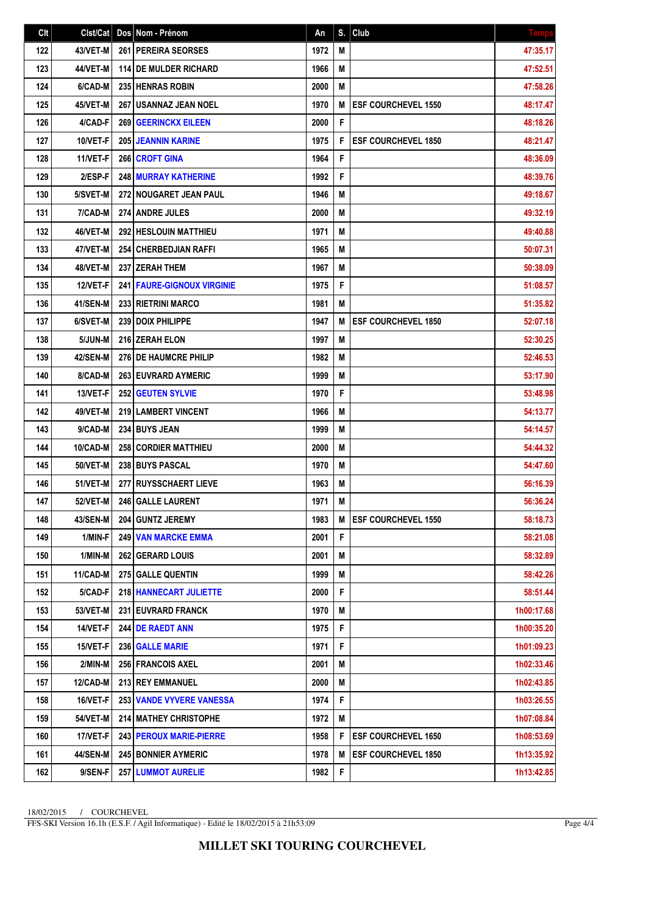| Clt | Clst/Cat | Dos | Nom - Prénom | An | S. | Club | Temps |
|---|---|---|---|---|---|---|---|
| 122 | 43/VET-M | 261 | PEREIRA SEORSES | 1972 | M | | 47:35.17 |
| 123 | 44/VET-M | 114 | DE MULDER RICHARD | 1966 | M | | 47:52.51 |
| 124 | 6/CAD-M | 235 | HENRAS ROBIN | 2000 | M | | 47:58.26 |
| 125 | 45/VET-M | 267 | USANNAZ JEAN NOEL | 1970 | M | ESF COURCHEVEL 1550 | 48:17.47 |
| 126 | 4/CAD-F | 269 | GEERINCKX EILEEN | 2000 | F | | 48:18.26 |
| 127 | 10/VET-F | 205 | JEANNIN KARINE | 1975 | F | ESF COURCHEVEL 1850 | 48:21.47 |
| 128 | 11/VET-F | 266 | CROFT GINA | 1964 | F | | 48:36.09 |
| 129 | 2/ESP-F | 248 | MURRAY KATHERINE | 1992 | F | | 48:39.76 |
| 130 | 5/SVET-M | 272 | NOUGARET JEAN PAUL | 1946 | M | | 49:18.67 |
| 131 | 7/CAD-M | 274 | ANDRE JULES | 2000 | M | | 49:32.19 |
| 132 | 46/VET-M | 292 | HESLOUIN MATTHIEU | 1971 | M | | 49:40.88 |
| 133 | 47/VET-M | 254 | CHERBEDJIAN RAFFI | 1965 | M | | 50:07.31 |
| 134 | 48/VET-M | 237 | ZERAH THEM | 1967 | M | | 50:38.09 |
| 135 | 12/VET-F | 241 | FAURE-GIGNOUX VIRGINIE | 1975 | F | | 51:08.57 |
| 136 | 41/SEN-M | 233 | RIETRINI MARCO | 1981 | M | | 51:35.82 |
| 137 | 6/SVET-M | 239 | DOIX PHILIPPE | 1947 | M | ESF COURCHEVEL 1850 | 52:07.18 |
| 138 | 5/JUN-M | 216 | ZERAH ELON | 1997 | M | | 52:30.25 |
| 139 | 42/SEN-M | 276 | DE HAUMCRE PHILIP | 1982 | M | | 52:46.53 |
| 140 | 8/CAD-M | 263 | EUVRARD AYMERIC | 1999 | M | | 53:17.90 |
| 141 | 13/VET-F | 252 | GEUTEN SYLVIE | 1970 | F | | 53:48.98 |
| 142 | 49/VET-M | 219 | LAMBERT VINCENT | 1966 | M | | 54:13.77 |
| 143 | 9/CAD-M | 234 | BUYS JEAN | 1999 | M | | 54:14.57 |
| 144 | 10/CAD-M | 258 | CORDIER MATTHIEU | 2000 | M | | 54:44.32 |
| 145 | 50/VET-M | 238 | BUYS PASCAL | 1970 | M | | 54:47.60 |
| 146 | 51/VET-M | 277 | RUYSSCHAERT LIEVE | 1963 | M | | 56:16.39 |
| 147 | 52/VET-M | 246 | GALLE LAURENT | 1971 | M | | 56:36.24 |
| 148 | 43/SEN-M | 204 | GUNTZ JEREMY | 1983 | M | ESF COURCHEVEL 1550 | 58:18.73 |
| 149 | 1/MIN-F | 249 | VAN MARCKE EMMA | 2001 | F | | 58:21.08 |
| 150 | 1/MIN-M | 262 | GERARD LOUIS | 2001 | M | | 58:32.89 |
| 151 | 11/CAD-M | 275 | GALLE QUENTIN | 1999 | M | | 58:42.26 |
| 152 | 5/CAD-F | 218 | HANNECART JULIETTE | 2000 | F | | 58:51.44 |
| 153 | 53/VET-M | 231 | EUVRARD FRANCK | 1970 | M | | 1h00:17.68 |
| 154 | 14/VET-F | 244 | DE RAEDT ANN | 1975 | F | | 1h00:35.20 |
| 155 | 15/VET-F | 236 | GALLE MARIE | 1971 | F | | 1h01:09.23 |
| 156 | 2/MIN-M | 256 | FRANCOIS AXEL | 2001 | M | | 1h02:33.46 |
| 157 | 12/CAD-M | 213 | REY EMMANUEL | 2000 | M | | 1h02:43.85 |
| 158 | 16/VET-F | 253 | VANDE VYVERE VANESSA | 1974 | F | | 1h03:26.55 |
| 159 | 54/VET-M | 214 | MATHEY CHRISTOPHE | 1972 | M | | 1h07:08.84 |
| 160 | 17/VET-F | 243 | PEROUX MARIE-PIERRE | 1958 | F | ESF COURCHEVEL 1650 | 1h08:53.69 |
| 161 | 44/SEN-M | 245 | BONNIER AYMERIC | 1978 | M | ESF COURCHEVEL 1850 | 1h13:35.92 |
| 162 | 9/SEN-F | 257 | LUMMOT AURELIE | 1982 | F | | 1h13:42.85 |

18/02/2015 / COURCHEVEL

FFS-SKI Version 16.1h (E.S.F. / Agil Informatique) - Edité le 18/02/2015 à 21h53:09

**MILLET SKI TOURING COURCHEVEL**